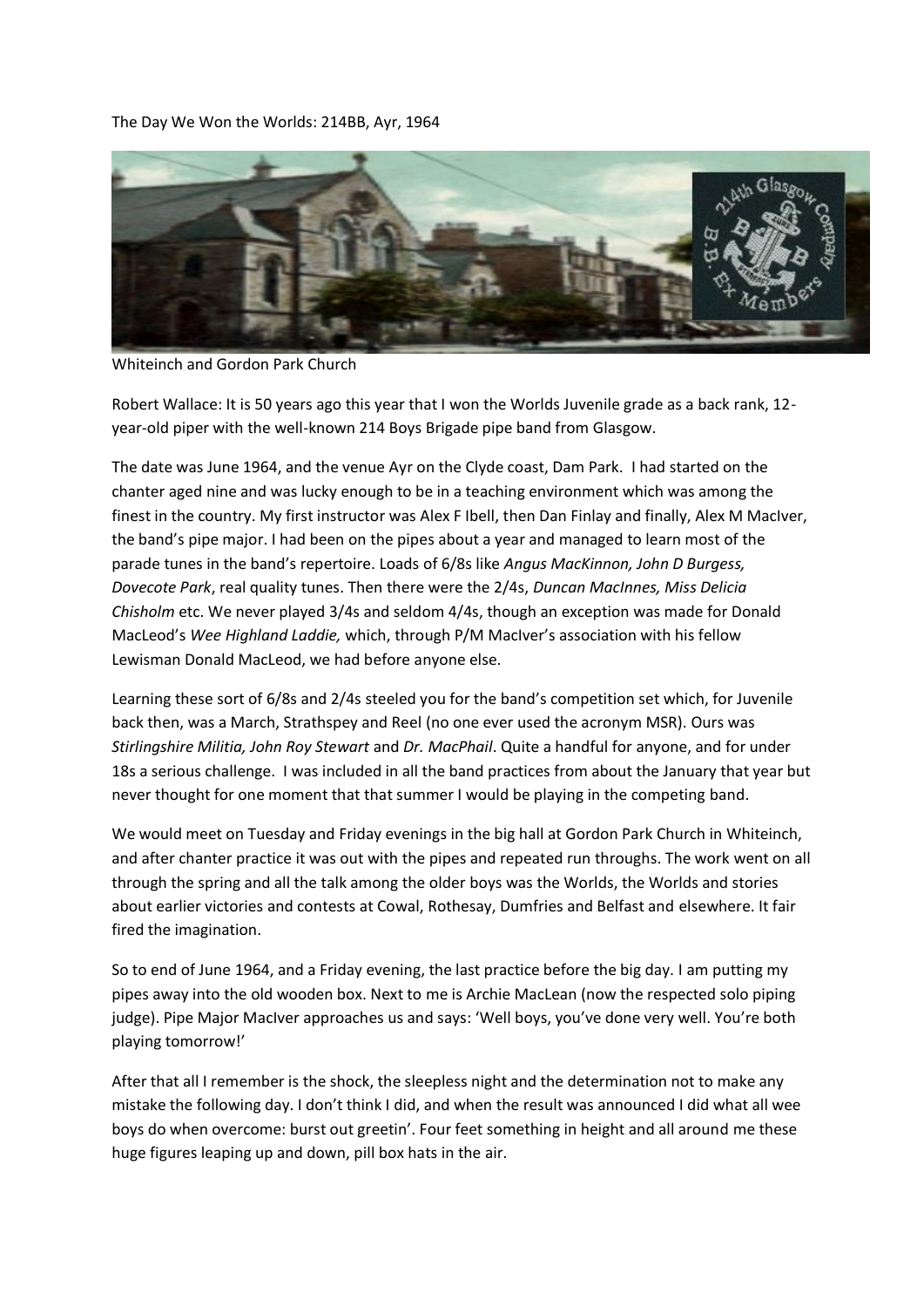The Day We Won the Worlds: 214BB, Ayr, 1964

Whiteinch and Gordon Park Church

Robert Wallace: It is 50 years ago this year that I won the Worlds Juvenile grade as a back rank, 12-year-old piper with the well-known 214 Boys Brigade pipe band from Glasgow.

The date was June 1964, and the venue Ayr on the Clyde coast, Dam Park. I had started on the chanter aged nine and was lucky enough to be in a teaching environment which was among the finest in the country. My first instructor was Alex F Ibell, then Dan Finlay and finally, Alex M MacIver, the band's pipe major. I had been on the pipes about a year and managed to learn most of the parade tunes in the band's repertoire. Loads of 6/8s like *Angus MacKinnon, John D Burgess, Dovecote Park*, real quality tunes. Then there were the 2/4s, *Duncan MacInnes, Miss Delicia Chisholm* etc. We never played 3/4s and seldom 4/4s, though an exception was made for Donald MacLeod's *Wee Highland Laddie,* which, through P/M MacIver's association with his fellow Lewisman Donald MacLeod, we had before anyone else.

Learning these sort of 6/8s and 2/4s steeled you for the band's competition set which, for Juvenile back then, was a March, Strathspey and Reel (no one ever used the acronym MSR). Ours was *Stirlingshire Militia, John Roy Stewart* and *Dr. MacPhail*. Quite a handful for anyone, and for under 18s a serious challenge. I was included in all the band practices from about the January that year but never thought for one moment that that summer I would be playing in the competing band.

We would meet on Tuesday and Friday evenings in the big hall at Gordon Park Church in Whiteinch, and after chanter practice it was out with the pipes and repeated run throughs. The work went on all through the spring and all the talk among the older boys was the Worlds, the Worlds and stories about earlier victories and contests at Cowal, Rothesay, Dumfries and Belfast and elsewhere. It fair fired the imagination.

So to end of June 1964, and a Friday evening, the last practice before the big day. I am putting my pipes away into the old wooden box. Next to me is Archie MacLean (now the respected solo piping judge). Pipe Major MacIver approaches us and says: 'Well boys, you've done very well. You're both playing tomorrow!'

After that all I remember is the shock, the sleepless night and the determination not to make any mistake the following day. I don't think I did, and when the result was announced I did what all wee boys do when overcome: burst out greetin'. Four feet something in height and all around me these huge figures leaping up and down, pill box hats in the air.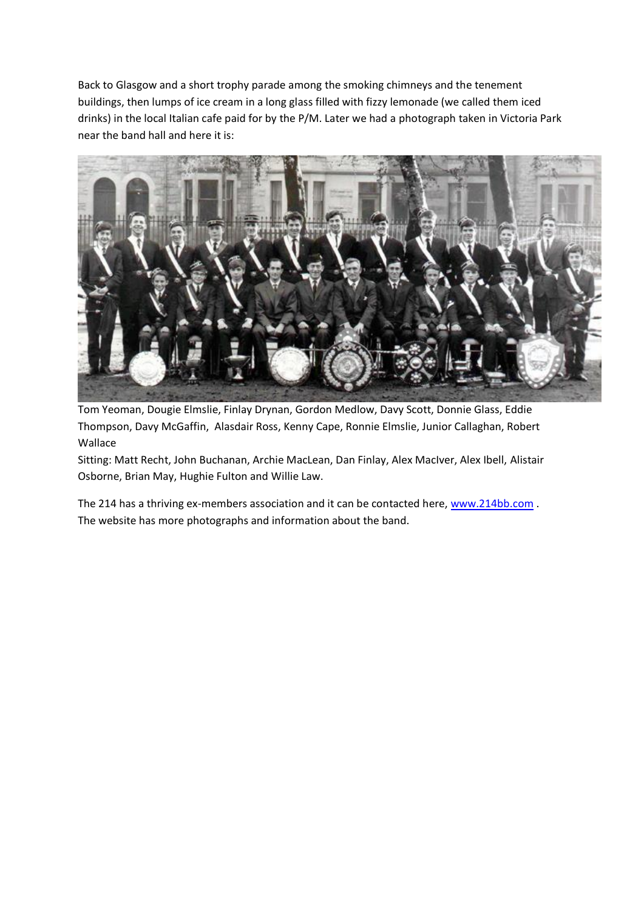Back to Glasgow and a short trophy parade among the smoking chimneys and the tenement buildings, then lumps of ice cream in a long glass filled with fizzy lemonade (we called them iced drinks) in the local Italian cafe paid for by the P/M. Later we had a photograph taken in Victoria Park near the band hall and here it is:

Tom Yeoman, Dougie Elmslie, Finlay Drynan, Gordon Medlow, Davy Scott, Donnie Glass, Eddie Thompson, Davy McGaffin, Alasdair Ross, Kenny Cape, Ronnie Elmslie, Junior Callaghan, Robert Wallace

Sitting: Matt Recht, John Buchanan, Archie MacLean, Dan Finlay, Alex MacIver, Alex Ibell, Alistair Osborne, Brian May, Hughie Fulton and Willie Law.

The 214 has a thriving ex-members association and it can be contacted here, [www.214bb.com](http://www.214bb.com) . The website has more photographs and information about the band.